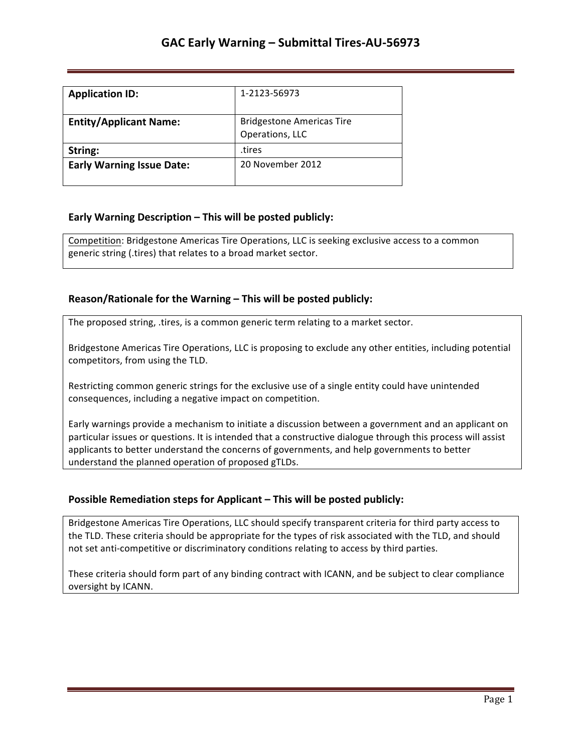# GAC Early Warning – Submittal Tires-AU-56973

| **Application ID:** | 1-2123-56973 |
| --- | --- |
| **Entity/Applicant Name:** | Bridgestone Americas Tire Operations, LLC |
| **String:** | .tires |
| **Early Warning Issue Date:** | 20 November 2012 |

## Early Warning Description – This will be posted publicly:

Competition: Bridgestone Americas Tire Operations, LLC is seeking exclusive access to a common generic string (.tires) that relates to a broad market sector.

## Reason/Rationale for the Warning – This will be posted publicly:

The proposed string, .tires, is a common generic term relating to a market sector.

Bridgestone Americas Tire Operations, LLC is proposing to exclude any other entities, including potential competitors, from using the TLD.

Restricting common generic strings for the exclusive use of a single entity could have unintended consequences, including a negative impact on competition.

Early warnings provide a mechanism to initiate a discussion between a government and an applicant on particular issues or questions. It is intended that a constructive dialogue through this process will assist applicants to better understand the concerns of governments, and help governments to better understand the planned operation of proposed gTLDs.

## Possible Remediation steps for Applicant – This will be posted publicly:

Bridgestone Americas Tire Operations, LLC should specify transparent criteria for third party access to the TLD. These criteria should be appropriate for the types of risk associated with the TLD, and should not set anti-competitive or discriminatory conditions relating to access by third parties.

These criteria should form part of any binding contract with ICANN, and be subject to clear compliance oversight by ICANN.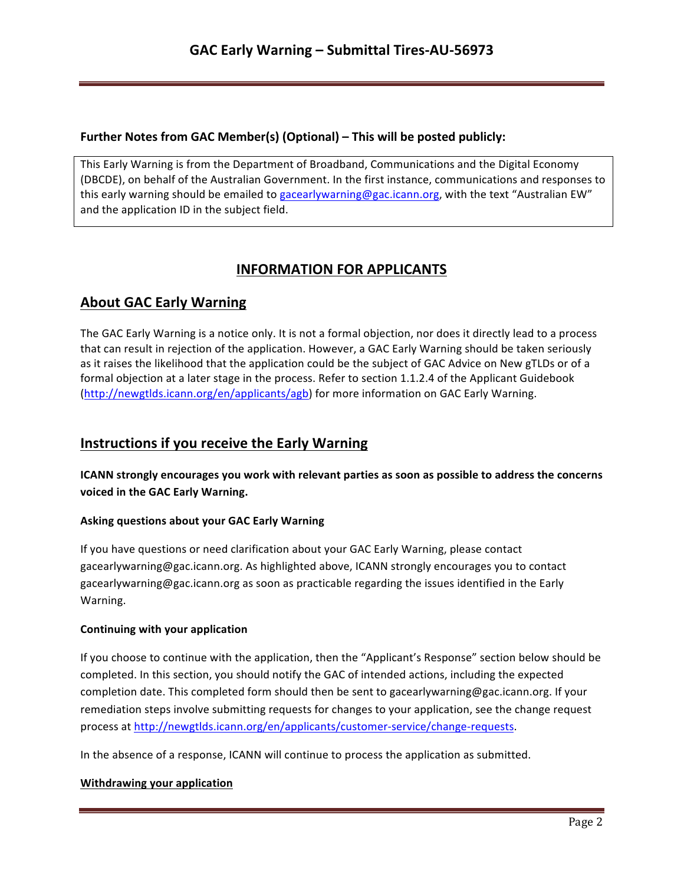**Further Notes from GAC Member(s) (Optional) – This will be posted publicly:**

This Early Warning is from the Department of Broadband, Communications and the Digital Economy (DBCDE), on behalf of the Australian Government. In the first instance, communications and responses to this early warning should be emailed to gacearlywarning@gac.icann.org, with the text "Australian EW" and the application ID in the subject field.

## INFORMATION FOR APPLICANTS

## About GAC Early Warning

The GAC Early Warning is a notice only. It is not a formal objection, nor does it directly lead to a process that can result in rejection of the application. However, a GAC Early Warning should be taken seriously as it raises the likelihood that the application could be the subject of GAC Advice on New gTLDs or of a formal objection at a later stage in the process. Refer to section 1.1.2.4 of the Applicant Guidebook (http://newgtlds.icann.org/en/applicants/agb) for more information on GAC Early Warning.

## Instructions if you receive the Early Warning

**ICANN strongly encourages you work with relevant parties as soon as possible to address the concerns voiced in the GAC Early Warning.**

#### Asking questions about your GAC Early Warning

If you have questions or need clarification about your GAC Early Warning, please contact gacearlywarning@gac.icann.org. As highlighted above, ICANN strongly encourages you to contact gacearlywarning@gac.icann.org as soon as practicable regarding the issues identified in the Early Warning.

#### Continuing with your application

If you choose to continue with the application, then the "Applicant's Response" section below should be completed. In this section, you should notify the GAC of intended actions, including the expected completion date. This completed form should then be sent to gacearlywarning@gac.icann.org. If your remediation steps involve submitting requests for changes to your application, see the change request process at http://newgtlds.icann.org/en/applicants/customer-service/change-requests.

In the absence of a response, ICANN will continue to process the application as submitted.

#### Withdrawing your application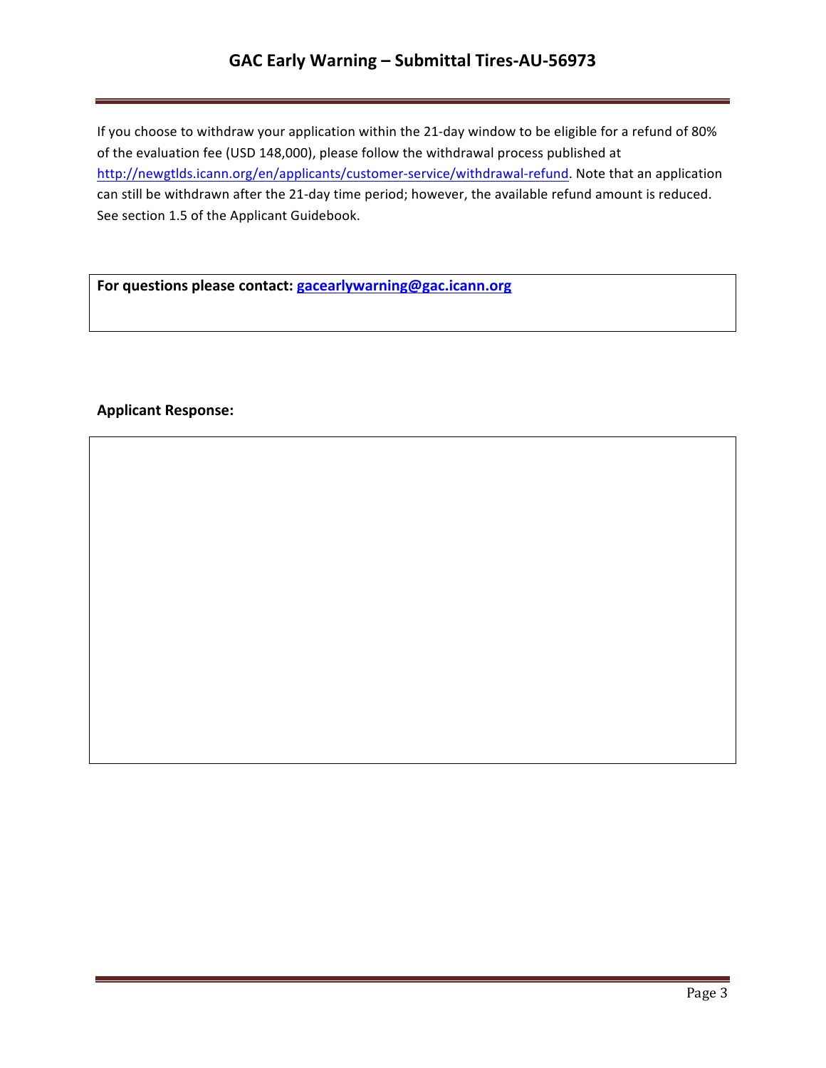If you choose to withdraw your application within the 21-day window to be eligible for a refund of 80% of the evaluation fee (USD 148,000), please follow the withdrawal process published at [http://newgtlds.icann.org/en/applicants/customer-service/withdrawal-refund](http://newgtlds.icann.org/en/applicants/customer-service/withdrawal-refund). Note that an application can still be withdrawn after the 21-day time period; however, the available refund amount is reduced. See section 1.5 of the Applicant Guidebook.

**For questions please contact: [gacearlywarning@gac.icann.org](mailto:gacearlywarning@gac.icann.org)**

**Applicant Response:**